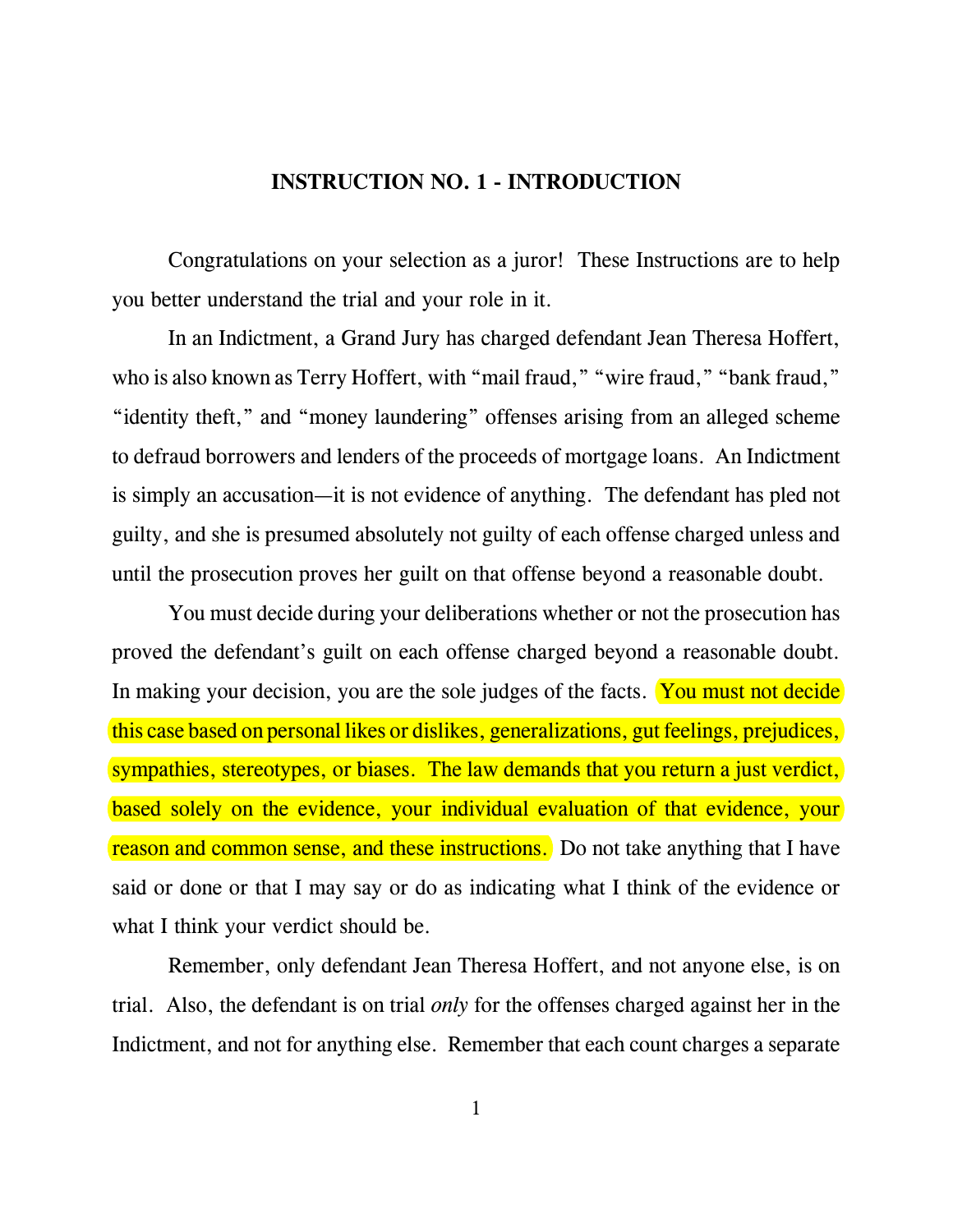## INSTRUCTION NO. 1 - INTRODUCTION

Congratulations on your selection as a juror! These Instructions are to help you better understand the trial and your role in it.

In an Indictment, a Grand Jury has charged defendant Jean Theresa Hoffert, who is also known as Terry Hoffert, with "mail fraud," "wire fraud," "bank fraud," "identity theft," and "money laundering" offenses arising from an alleged scheme to defraud borrowers and lenders of the proceeds of mortgage loans. An Indictment is simply an accusation—it is not evidence of anything. The defendant has pled not guilty, and she is presumed absolutely not guilty of each offense charged unless and until the prosecution proves her guilt on that offense beyond a reasonable doubt.

You must decide during your deliberations whether or not the prosecution has proved the defendant's guilt on each offense charged beyond a reasonable doubt. In making your decision, you are the sole judges of the facts. You must not decide this case based on personal likes or dislikes, generalizations, gut feelings, prejudices, sympathies, stereotypes, or biases. The law demands that you return a just verdict, based solely on the evidence, your individual evaluation of that evidence, your reason and common sense, and these instructions. Do not take anything that I have said or done or that I may say or do as indicating what I think of the evidence or what I think your verdict should be.

Remember, only defendant Jean Theresa Hoffert, and not anyone else, is on trial. Also, the defendant is on trial *only* for the offenses charged against her in the Indictment, and not for anything else. Remember that each count charges a separate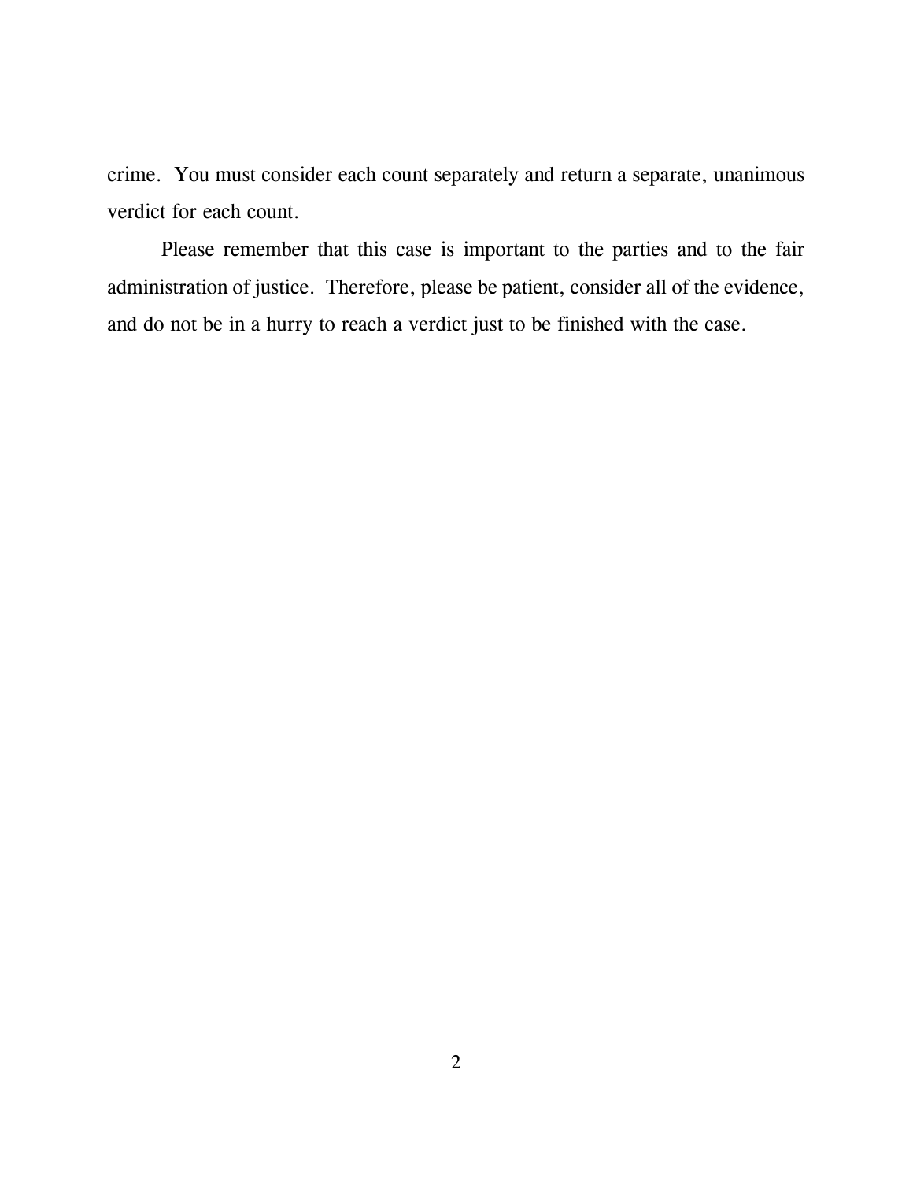crime. You must consider each count separately and return a separate, unanimous verdict for each count.

Please remember that this case is important to the parties and to the fair administration of justice. Therefore, please be patient, consider all of the evidence, and do not be in a hurry to reach a verdict just to be finished with the case.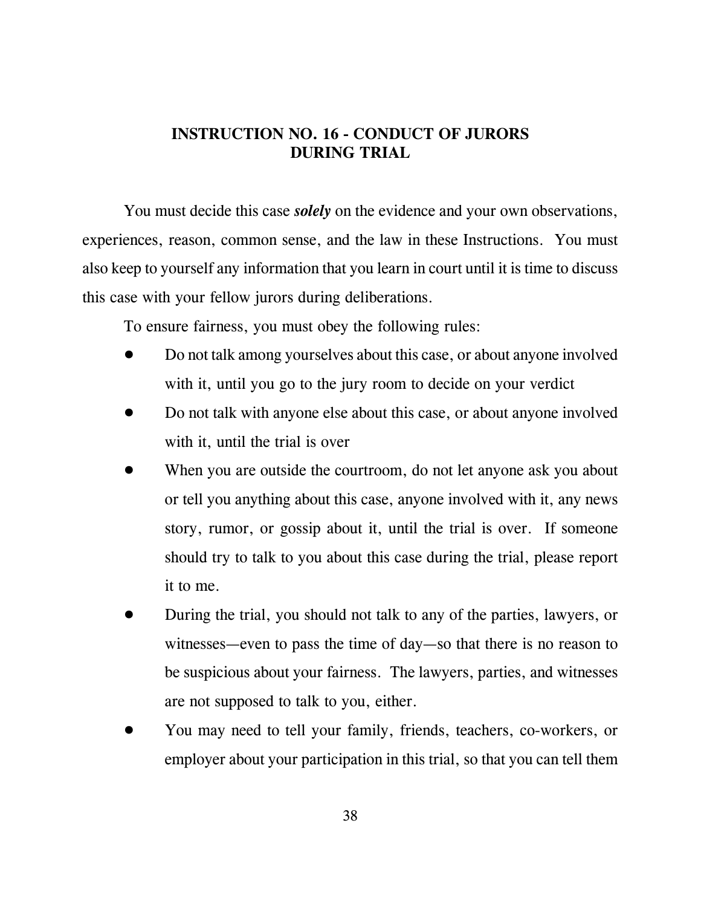## INSTRUCTION NO. 16 - CONDUCT OF JURORS DURING TRIAL

You must decide this case ***solely*** on the evidence and your own observations, experiences, reason, common sense, and the law in these Instructions. You must also keep to yourself any information that you learn in court until it is time to discuss this case with your fellow jurors during deliberations.

To ensure fairness, you must obey the following rules:

- Do not talk among yourselves about this case, or about anyone involved with it, until you go to the jury room to decide on your verdict
- Do not talk with anyone else about this case, or about anyone involved with it, until the trial is over
- When you are outside the courtroom, do not let anyone ask you about or tell you anything about this case, anyone involved with it, any news story, rumor, or gossip about it, until the trial is over. If someone should try to talk to you about this case during the trial, please report it to me.
- During the trial, you should not talk to any of the parties, lawyers, or witnesses—even to pass the time of day—so that there is no reason to be suspicious about your fairness. The lawyers, parties, and witnesses are not supposed to talk to you, either.
- You may need to tell your family, friends, teachers, co-workers, or employer about your participation in this trial, so that you can tell them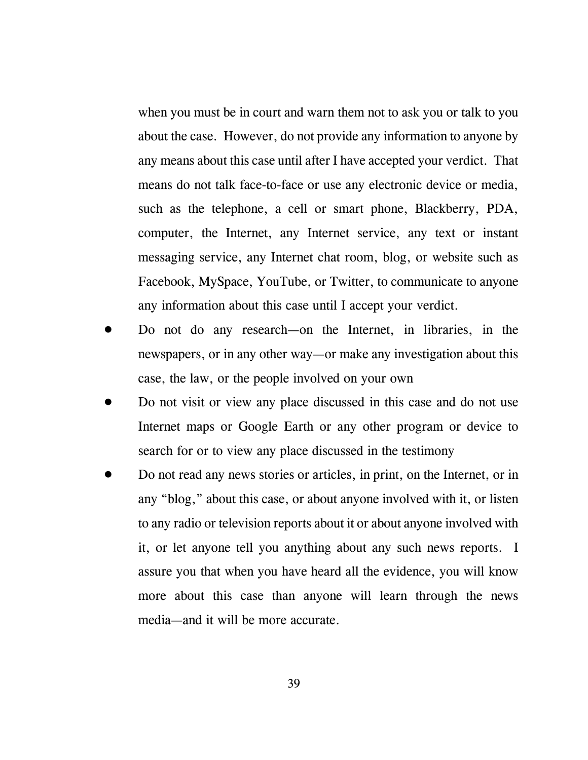when you must be in court and warn them not to ask you or talk to you about the case. However, do not provide any information to anyone by any means about this case until after I have accepted your verdict. That means do not talk face-to-face or use any electronic device or media, such as the telephone, a cell or smart phone, Blackberry, PDA, computer, the Internet, any Internet service, any text or instant messaging service, any Internet chat room, blog, or website such as Facebook, MySpace, YouTube, or Twitter, to communicate to anyone any information about this case until I accept your verdict.

- Do not do any research—on the Internet, in libraries, in the newspapers, or in any other way—or make any investigation about this case, the law, or the people involved on your own
- Do not visit or view any place discussed in this case and do not use Internet maps or Google Earth or any other program or device to search for or to view any place discussed in the testimony
- Do not read any news stories or articles, in print, on the Internet, or in any "blog," about this case, or about anyone involved with it, or listen to any radio or television reports about it or about anyone involved with it, or let anyone tell you anything about any such news reports. I assure you that when you have heard all the evidence, you will know more about this case than anyone will learn through the news media—and it will be more accurate.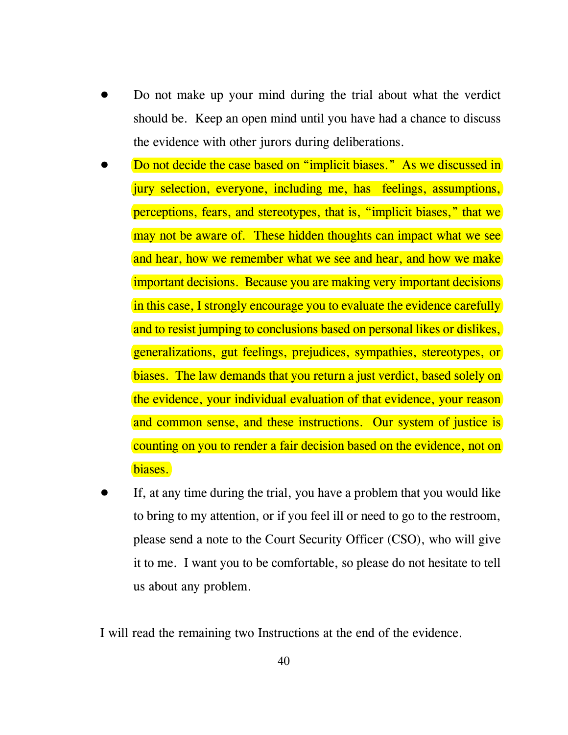- Do not make up your mind during the trial about what the verdict should be. Keep an open mind until you have had a chance to discuss the evidence with other jurors during deliberations.
- Do not decide the case based on "implicit biases." As we discussed in jury selection, everyone, including me, has feelings, assumptions, perceptions, fears, and stereotypes, that is, "implicit biases," that we may not be aware of. These hidden thoughts can impact what we see and hear, how we remember what we see and hear, and how we make important decisions. Because you are making very important decisions in this case, I strongly encourage you to evaluate the evidence carefully and to resist jumping to conclusions based on personal likes or dislikes, generalizations, gut feelings, prejudices, sympathies, stereotypes, or biases. The law demands that you return a just verdict, based solely on the evidence, your individual evaluation of that evidence, your reason and common sense, and these instructions. Our system of justice is counting on you to render a fair decision based on the evidence, not on biases.
- If, at any time during the trial, you have a problem that you would like to bring to my attention, or if you feel ill or need to go to the restroom, please send a note to the Court Security Officer (CSO), who will give it to me. I want you to be comfortable, so please do not hesitate to tell us about any problem.

I will read the remaining two Instructions at the end of the evidence.